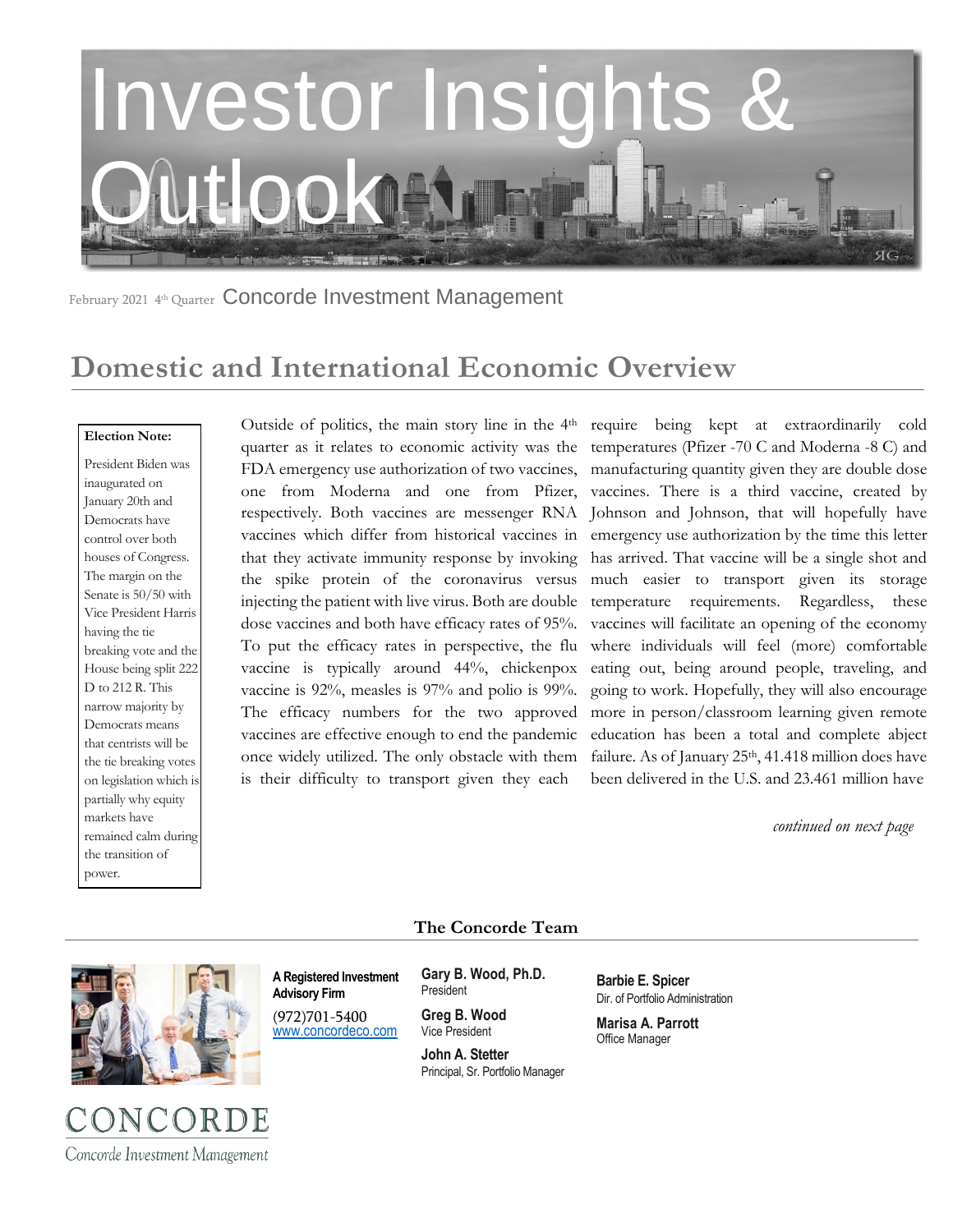# Investor Insights & Outlook

February 2021 4th Quarter Concorde Investment Management

## Domestic and International Economic Overview

**Election Note:**

President Biden was inaugurated on January 20th and Democrats have control over both houses of Congress. The margin on the Senate is 50/50 with Vice President Harris having the tie breaking vote and the House being split 222 D to 212 R. This narrow majority by Democrats means that centrists will be the tie breaking votes on legislation which is partially why equity markets have remained calm during the transition of power.

Outside of politics, the main story line in the 4th quarter as it relates to economic activity was the FDA emergency use authorization of two vaccines, one from Moderna and one from Pfizer, respectively. Both vaccines are messenger RNA vaccines which differ from historical vaccines in that they activate immunity response by invoking the spike protein of the coronavirus versus injecting the patient with live virus. Both are double dose vaccines and both have efficacy rates of 95%. To put the efficacy rates in perspective, the flu vaccine is typically around 44%, chickenpox vaccine is 92%, measles is 97% and polio is 99%. The efficacy numbers for the two approved vaccines are effective enough to end the pandemic once widely utilized. The only obstacle with them is their difficulty to transport given they each require being kept at extraordinarily cold temperatures (Pfizer -70 C and Moderna -8 C) and manufacturing quantity given they are double dose vaccines. There is a third vaccine, created by Johnson and Johnson, that will hopefully have emergency use authorization by the time this letter has arrived. That vaccine will be a single shot and much easier to transport given its storage temperature requirements. Regardless, these vaccines will facilitate an opening of the economy where individuals will feel (more) comfortable eating out, being around people, traveling, and going to work. Hopefully, they will also encourage more in person/classroom learning given remote education has been a total and complete abject failure. As of January 25th, 41.418 million does have been delivered in the U.S. and 23.461 million have

*continued on next page*

### The Concorde Team

**A Registered Investment Advisory Firm**
(972)701-5400
www.concordeco.com

**Gary B. Wood, Ph.D.**
President

**Greg B. Wood**
Vice President

**John A. Stetter**
Principal, Sr. Portfolio Manager

**Barbie E. Spicer**
Dir. of Portfolio Administration

**Marisa A. Parrott**
Office Manager

CONCORDE
Concorde Investment Management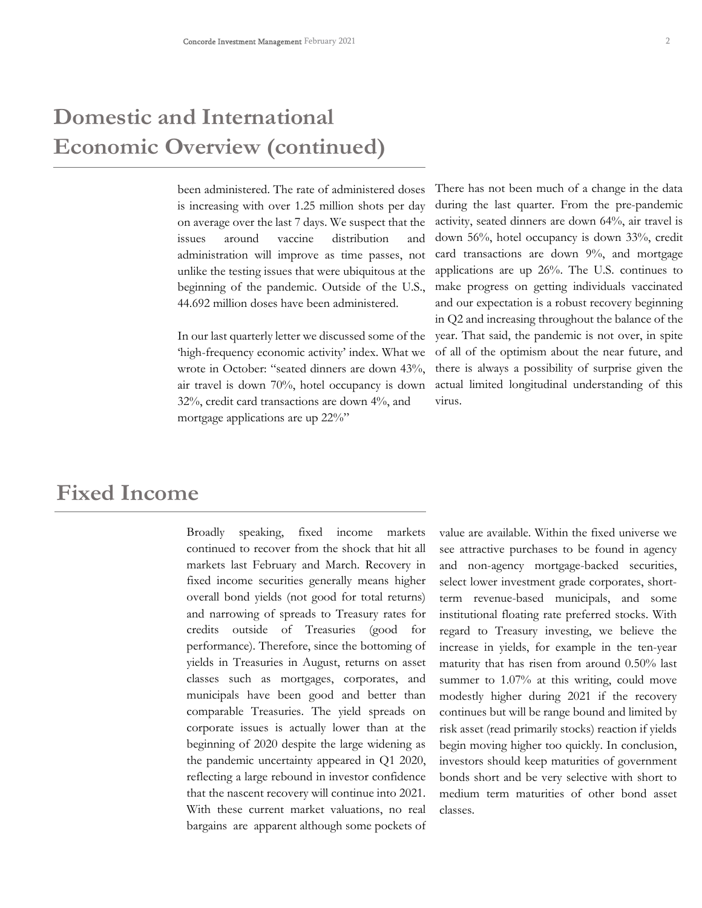# Domestic and International Economic Overview (continued)

been administered. The rate of administered doses is increasing with over 1.25 million shots per day on average over the last 7 days. We suspect that the issues around vaccine distribution and administration will improve as time passes, not unlike the testing issues that were ubiquitous at the beginning of the pandemic. Outside of the U.S., 44.692 million doses have been administered.

In our last quarterly letter we discussed some of the 'high-frequency economic activity' index. What we wrote in October: "seated dinners are down 43%, air travel is down 70%, hotel occupancy is down 32%, credit card transactions are down 4%, and mortgage applications are up 22%"

There has not been much of a change in the data during the last quarter. From the pre-pandemic activity, seated dinners are down 64%, air travel is down 56%, hotel occupancy is down 33%, credit card transactions are down 9%, and mortgage applications are up 26%. The U.S. continues to make progress on getting individuals vaccinated and our expectation is a robust recovery beginning in Q2 and increasing throughout the balance of the year. That said, the pandemic is not over, in spite of all of the optimism about the near future, and there is always a possibility of surprise given the actual limited longitudinal understanding of this virus.

# Fixed Income

Broadly speaking, fixed income markets continued to recover from the shock that hit all markets last February and March. Recovery in fixed income securities generally means higher overall bond yields (not good for total returns) and narrowing of spreads to Treasury rates for credits outside of Treasuries (good for performance). Therefore, since the bottoming of yields in Treasuries in August, returns on asset classes such as mortgages, corporates, and municipals have been good and better than comparable Treasuries. The yield spreads on corporate issues is actually lower than at the beginning of 2020 despite the large widening as the pandemic uncertainty appeared in Q1 2020, reflecting a large rebound in investor confidence that the nascent recovery will continue into 2021. With these current market valuations, no real bargains are apparent although some pockets of value are available. Within the fixed universe we see attractive purchases to be found in agency and non-agency mortgage-backed securities, select lower investment grade corporates, short-term revenue-based municipals, and some institutional floating rate preferred stocks. With regard to Treasury investing, we believe the increase in yields, for example in the ten-year maturity that has risen from around 0.50% last summer to 1.07% at this writing, could move modestly higher during 2021 if the recovery continues but will be range bound and limited by risk asset (read primarily stocks) reaction if yields begin moving higher too quickly. In conclusion, investors should keep maturities of government bonds short and be very selective with short to medium term maturities of other bond asset classes.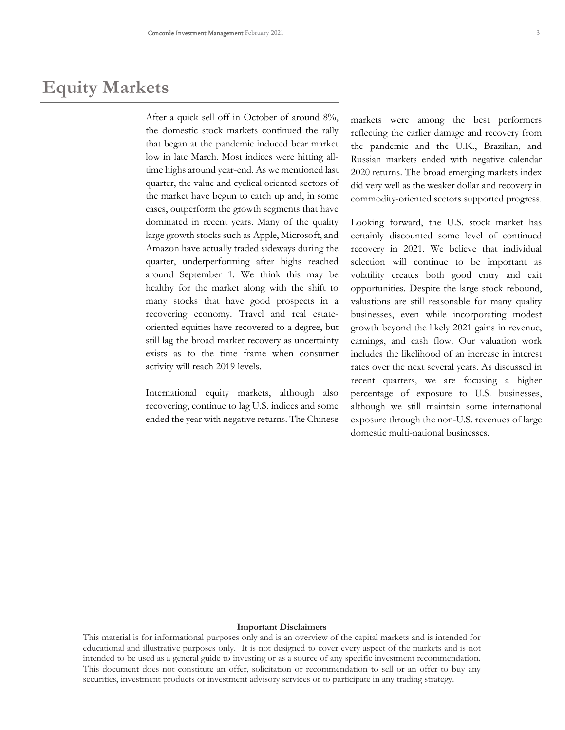# Equity Markets

After a quick sell off in October of around 8%, the domestic stock markets continued the rally that began at the pandemic induced bear market low in late March. Most indices were hitting all-time highs around year-end. As we mentioned last quarter, the value and cyclical oriented sectors of the market have begun to catch up and, in some cases, outperform the growth segments that have dominated in recent years. Many of the quality large growth stocks such as Apple, Microsoft, and Amazon have actually traded sideways during the quarter, underperforming after highs reached around September 1. We think this may be healthy for the market along with the shift to many stocks that have good prospects in a recovering economy. Travel and real estate-oriented equities have recovered to a degree, but still lag the broad market recovery as uncertainty exists as to the time frame when consumer activity will reach 2019 levels.

International equity markets, although also recovering, continue to lag U.S. indices and some ended the year with negative returns. The Chinese markets were among the best performers reflecting the earlier damage and recovery from the pandemic and the U.K., Brazilian, and Russian markets ended with negative calendar 2020 returns. The broad emerging markets index did very well as the weaker dollar and recovery in commodity-oriented sectors supported progress.

Looking forward, the U.S. stock market has certainly discounted some level of continued recovery in 2021. We believe that individual selection will continue to be important as volatility creates both good entry and exit opportunities. Despite the large stock rebound, valuations are still reasonable for many quality businesses, even while incorporating modest growth beyond the likely 2021 gains in revenue, earnings, and cash flow. Our valuation work includes the likelihood of an increase in interest rates over the next several years. As discussed in recent quarters, we are focusing a higher percentage of exposure to U.S. businesses, although we still maintain some international exposure through the non-U.S. revenues of large domestic multi-national businesses.

**Important Disclaimers**

This material is for informational purposes only and is an overview of the capital markets and is intended for educational and illustrative purposes only. It is not designed to cover every aspect of the markets and is not intended to be used as a general guide to investing or as a source of any specific investment recommendation. This document does not constitute an offer, solicitation or recommendation to sell or an offer to buy any securities, investment products or investment advisory services or to participate in any trading strategy.